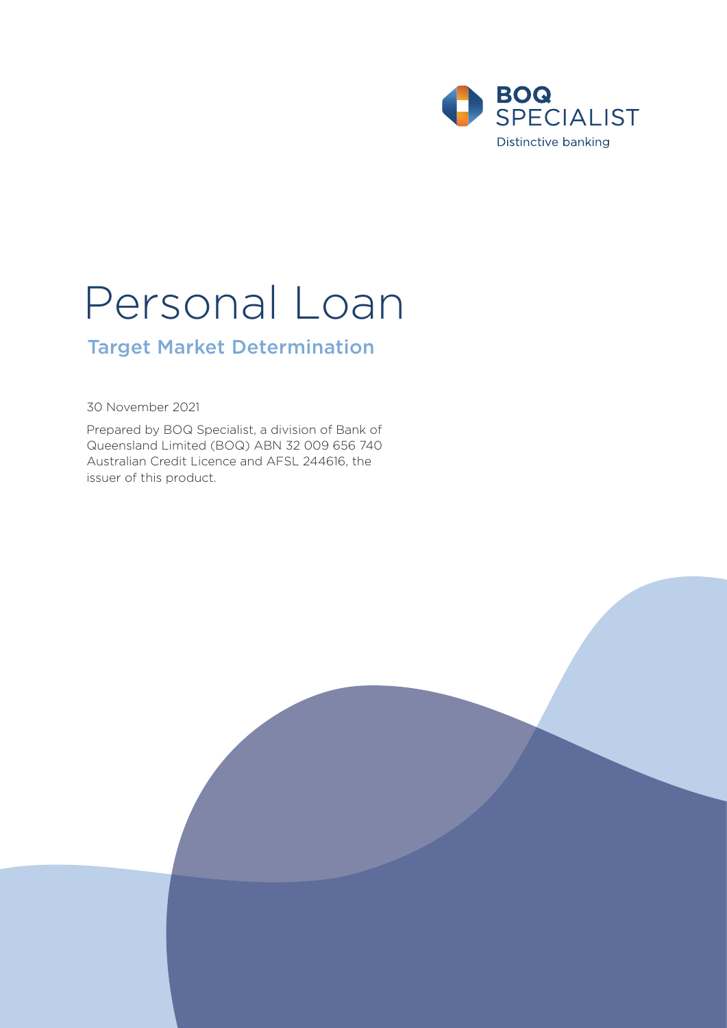BOQ SPECIALIST

Distinctive banking

# Personal Loan

## Target Market Determination

30 November 2021

Prepared by BOQ Specialist, a division of Bank of Queensland Limited (BOQ) ABN 32 009 656 740 Australian Credit Licence and AFSL 244616, the issuer of this product.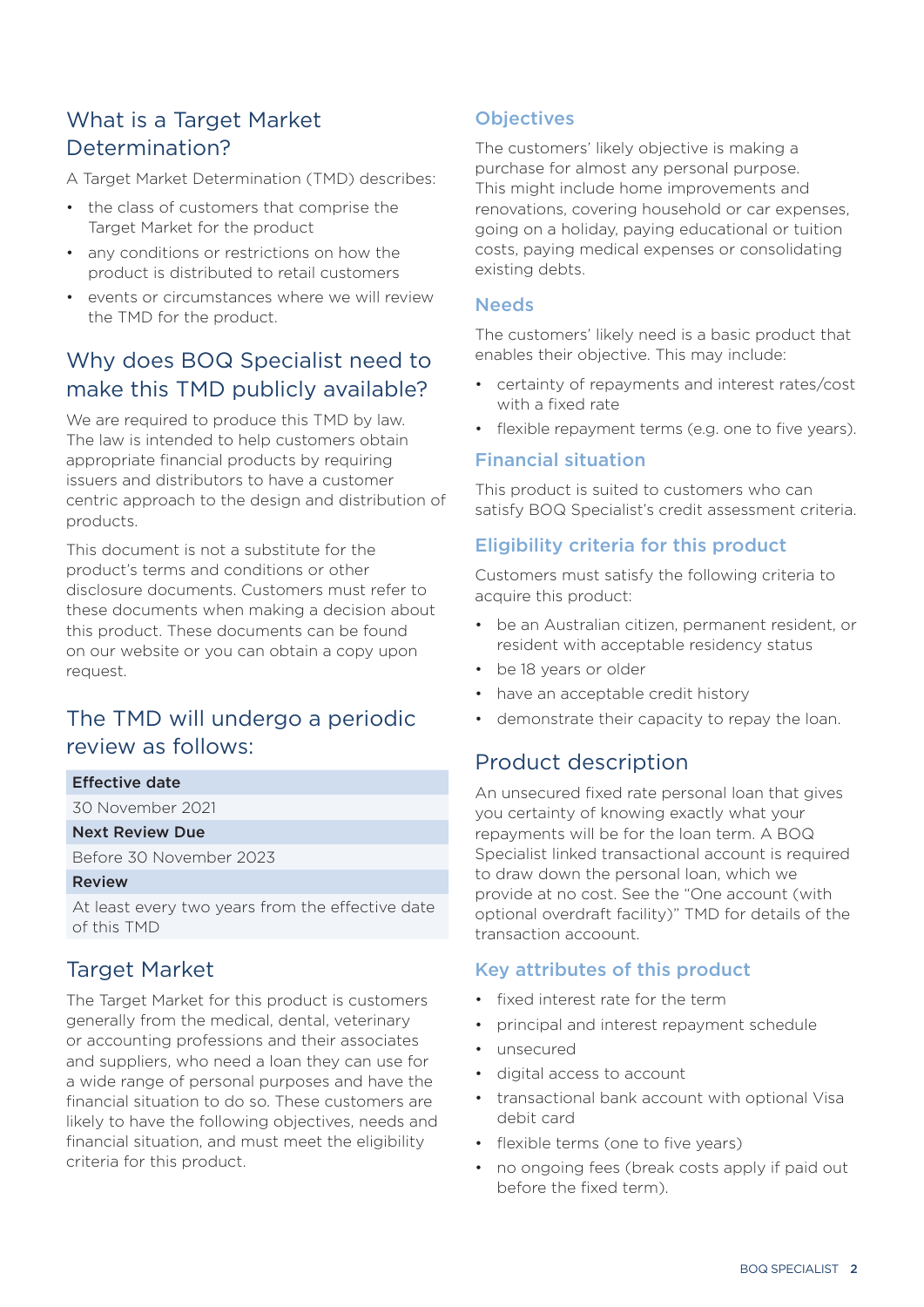## What is a Target Market Determination?

A Target Market Determination (TMD) describes:

- the class of customers that comprise the Target Market for the product
- any conditions or restrictions on how the product is distributed to retail customers
- events or circumstances where we will review the TMD for the product.

## Why does BOQ Specialist need to make this TMD publicly available?

We are required to produce this TMD by law. The law is intended to help customers obtain appropriate financial products by requiring issuers and distributors to have a customer centric approach to the design and distribution of products.

This document is not a substitute for the product's terms and conditions or other disclosure documents. Customers must refer to these documents when making a decision about this product. These documents can be found on our website or you can obtain a copy upon request.

## The TMD will undergo a periodic review as follows:

| Effective date |
| --- |
| 30 November 2021 |
| **Next Review Due** |
| Before 30 November 2023 |
| **Review** |
| At least every two years from the effective date of this TMD |

## Target Market

The Target Market for this product is customers generally from the medical, dental, veterinary or accounting professions and their associates and suppliers, who need a loan they can use for a wide range of personal purposes and have the financial situation to do so. These customers are likely to have the following objectives, needs and financial situation, and must meet the eligibility criteria for this product.

### Objectives

The customers' likely objective is making a purchase for almost any personal purpose. This might include home improvements and renovations, covering household or car expenses, going on a holiday, paying educational or tuition costs, paying medical expenses or consolidating existing debts.

### Needs

The customers' likely need is a basic product that enables their objective. This may include:

- certainty of repayments and interest rates/cost with a fixed rate
- flexible repayment terms (e.g. one to five years).

### Financial situation

This product is suited to customers who can satisfy BOQ Specialist's credit assessment criteria.

### Eligibility criteria for this product

Customers must satisfy the following criteria to acquire this product:

- be an Australian citizen, permanent resident, or resident with acceptable residency status
- be 18 years or older
- have an acceptable credit history
- demonstrate their capacity to repay the loan.

## Product description

An unsecured fixed rate personal loan that gives you certainty of knowing exactly what your repayments will be for the loan term. A BOQ Specialist linked transactional account is required to draw down the personal loan, which we provide at no cost. See the "One account (with optional overdraft facility)" TMD for details of the transaction accoount.

### Key attributes of this product

- fixed interest rate for the term
- principal and interest repayment schedule
- unsecured
- digital access to account
- transactional bank account with optional Visa debit card
- flexible terms (one to five years)
- no ongoing fees (break costs apply if paid out before the fixed term).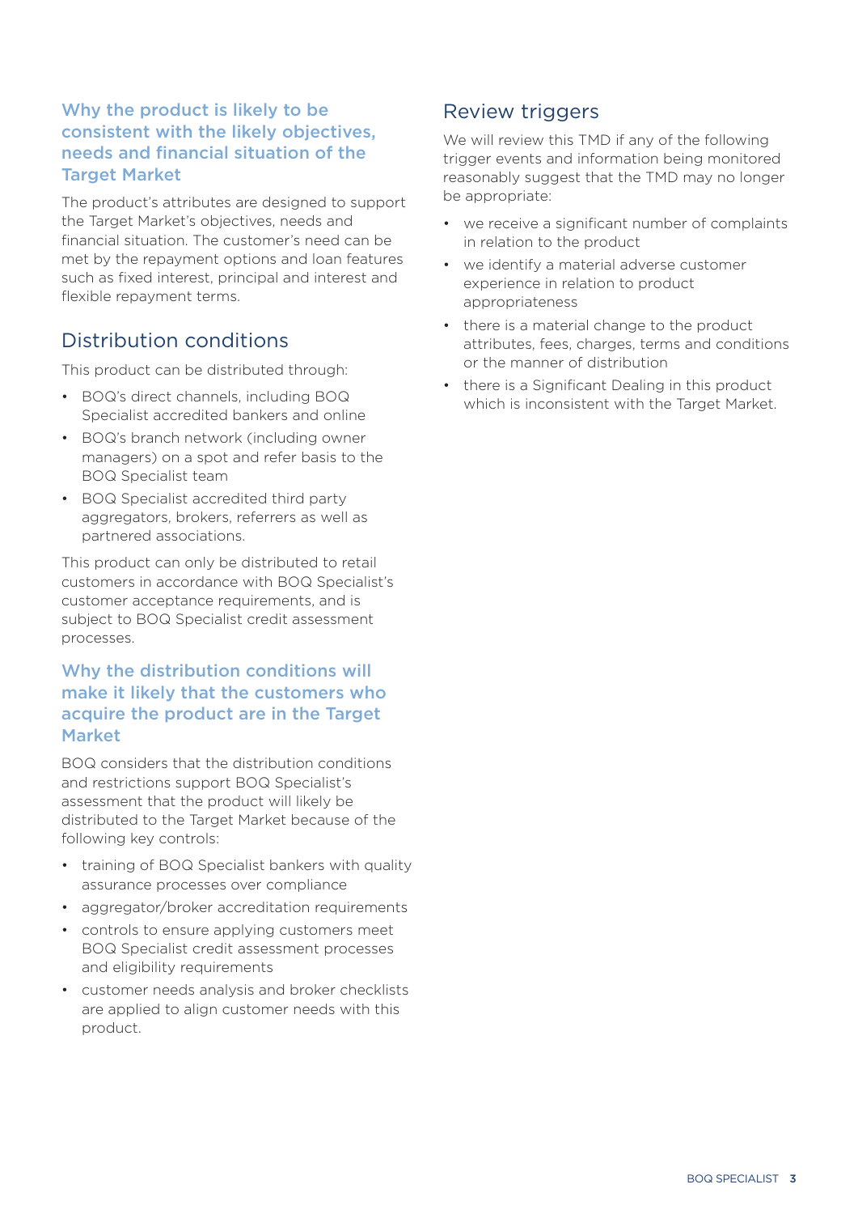### Why the product is likely to be consistent with the likely objectives, needs and financial situation of the Target Market

The product's attributes are designed to support the Target Market's objectives, needs and financial situation. The customer's need can be met by the repayment options and loan features such as fixed interest, principal and interest and flexible repayment terms.

## Distribution conditions

This product can be distributed through:

- BOQ's direct channels, including BOQ Specialist accredited bankers and online
- BOQ's branch network (including owner managers) on a spot and refer basis to the BOQ Specialist team
- BOQ Specialist accredited third party aggregators, brokers, referrers as well as partnered associations.

This product can only be distributed to retail customers in accordance with BOQ Specialist's customer acceptance requirements, and is subject to BOQ Specialist credit assessment processes.

### Why the distribution conditions will make it likely that the customers who acquire the product are in the Target Market

BOQ considers that the distribution conditions and restrictions support BOQ Specialist's assessment that the product will likely be distributed to the Target Market because of the following key controls:

- training of BOQ Specialist bankers with quality assurance processes over compliance
- aggregator/broker accreditation requirements
- controls to ensure applying customers meet BOQ Specialist credit assessment processes and eligibility requirements
- customer needs analysis and broker checklists are applied to align customer needs with this product.

## Review triggers

We will review this TMD if any of the following trigger events and information being monitored reasonably suggest that the TMD may no longer be appropriate:

- we receive a significant number of complaints in relation to the product
- we identify a material adverse customer experience in relation to product appropriateness
- there is a material change to the product attributes, fees, charges, terms and conditions or the manner of distribution
- there is a Significant Dealing in this product which is inconsistent with the Target Market.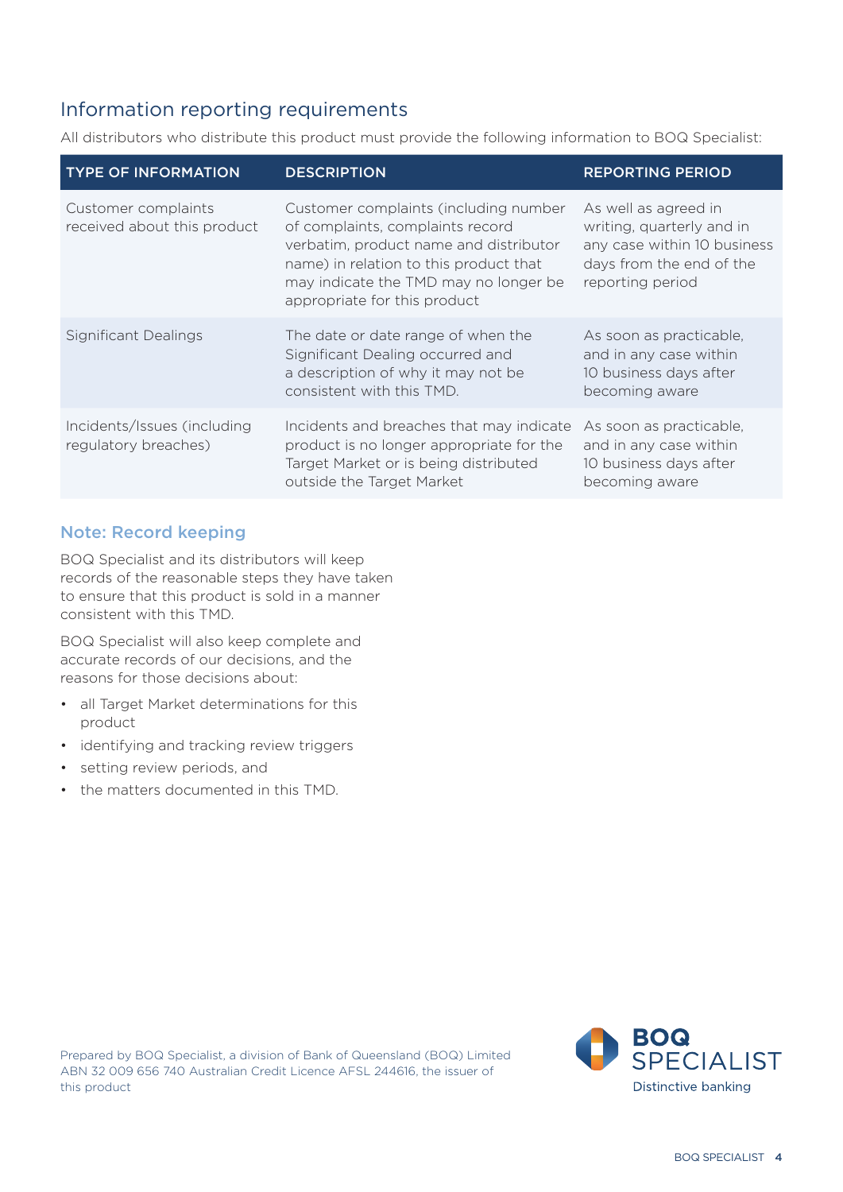## Information reporting requirements

All distributors who distribute this product must provide the following information to BOQ Specialist:

| TYPE OF INFORMATION | DESCRIPTION | REPORTING PERIOD |
|---|---|---|
| Customer complaints received about this product | Customer complaints (including number of complaints, complaints record verbatim, product name and distributor name) in relation to this product that may indicate the TMD may no longer be appropriate for this product | As well as agreed in writing, quarterly and in any case within 10 business days from the end of the reporting period |
| Significant Dealings | The date or date range of when the Significant Dealing occurred and a description of why it may not be consistent with this TMD. | As soon as practicable, and in any case within 10 business days after becoming aware |
| Incidents/Issues (including regulatory breaches) | Incidents and breaches that may indicate product is no longer appropriate for the Target Market or is being distributed outside the Target Market | As soon as practicable, and in any case within 10 business days after becoming aware |

### Note: Record keeping

BOQ Specialist and its distributors will keep records of the reasonable steps they have taken to ensure that this product is sold in a manner consistent with this TMD.

BOQ Specialist will also keep complete and accurate records of our decisions, and the reasons for those decisions about:

- all Target Market determinations for this product
- identifying and tracking review triggers
- setting review periods, and
- the matters documented in this TMD.

Prepared by BOQ Specialist, a division of Bank of Queensland (BOQ) Limited ABN 32 009 656 740 Australian Credit Licence AFSL 244616, the issuer of this product

BOQ SPECIALIST
Distinctive banking